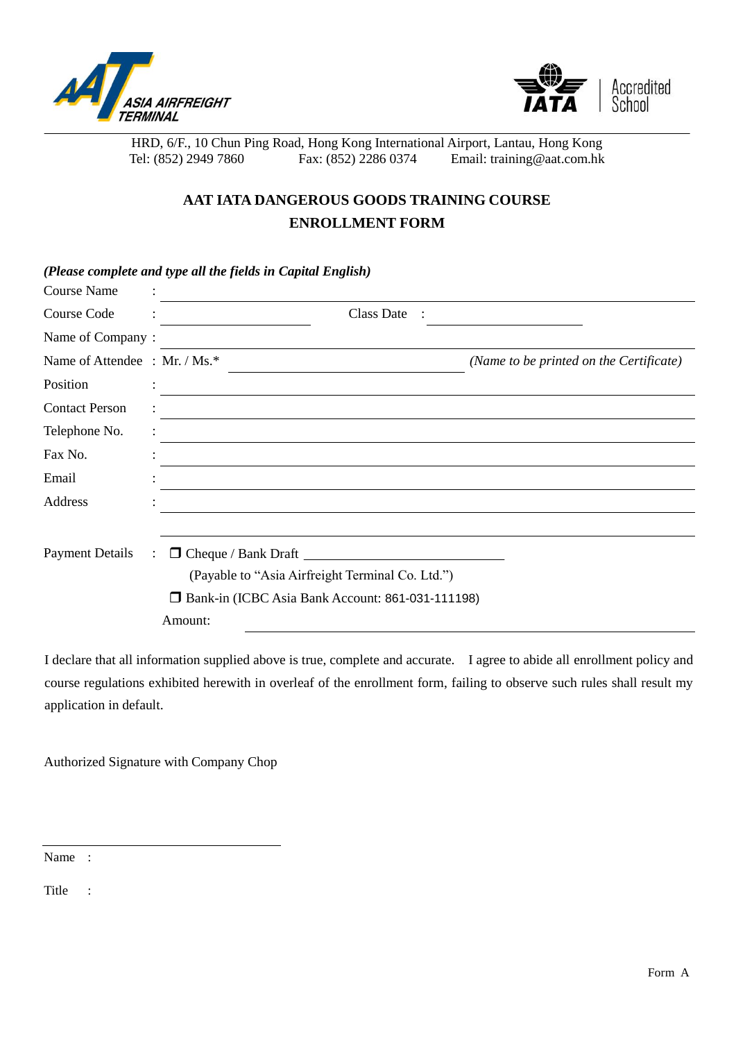ASIA AIRFREIGHT TERMINAL

IATA Accredited School

HRD, 6/F., 10 Chun Ping Road, Hong Kong International Airport, Lantau, Hong Kong
Tel: (852) 2949 7860 Fax: (852) 2286 0374 Email: training@aat.com.hk

## AAT IATA DANGEROUS GOODS TRAINING COURSE ENROLLMENT FORM

***(Please complete and type all the fields in Capital English)***

Course Name : ______________________________

Course Code : ______________ Class Date : ______________

Name of Company : ______________________________

Name of Attendee : Mr. / Ms.* ______________________ *(Name to be printed on the Certificate)*

Position : ______________________________

Contact Person : ______________________________

Telephone No. : ______________________________

Fax No. : ______________________________

Email : ______________________________

Address : ______________________________

______________________________

Payment Details : ❐ Cheque / Bank Draft ______________________
(Payable to "Asia Airfreight Terminal Co. Ltd.")
❐ Bank-in (ICBC Asia Bank Account: 861-031-111198)
Amount: ______________________________

I declare that all information supplied above is true, complete and accurate. I agree to abide all enrollment policy and course regulations exhibited herewith in overleaf of the enrollment form, failing to observe such rules shall result my application in default.

Authorized Signature with Company Chop

______________________________

Name :

Title :

Form A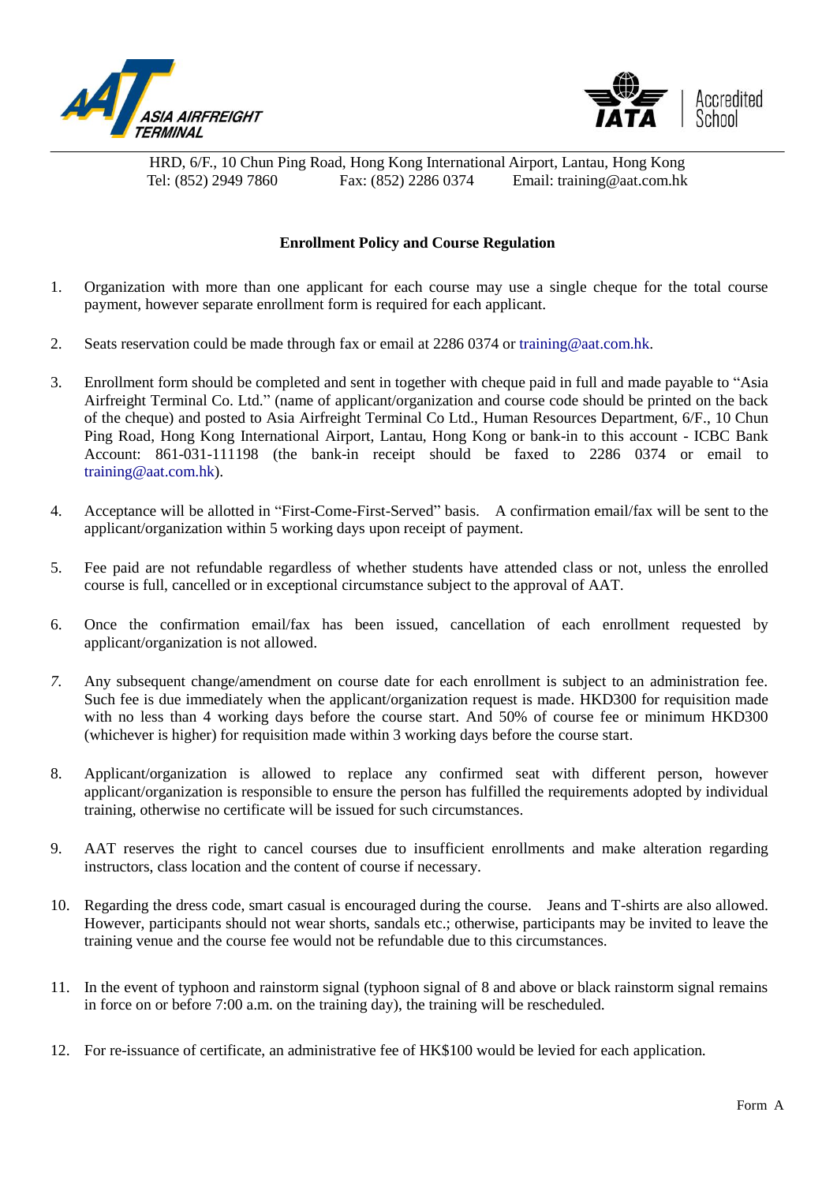ASIA AIRFREIGHT TERMINAL

IATA Accredited School

HRD, 6/F., 10 Chun Ping Road, Hong Kong International Airport, Lantau, Hong Kong
Tel: (852) 2949 7860 Fax: (852) 2286 0374 Email: training@aat.com.hk

## Enrollment Policy and Course Regulation

1. Organization with more than one applicant for each course may use a single cheque for the total course payment, however separate enrollment form is required for each applicant.

2. Seats reservation could be made through fax or email at 2286 0374 or training@aat.com.hk.

3. Enrollment form should be completed and sent in together with cheque paid in full and made payable to "Asia Airfreight Terminal Co. Ltd." (name of applicant/organization and course code should be printed on the back of the cheque) and posted to Asia Airfreight Terminal Co Ltd., Human Resources Department, 6/F., 10 Chun Ping Road, Hong Kong International Airport, Lantau, Hong Kong or bank-in to this account - ICBC Bank Account: 861-031-111198 (the bank-in receipt should be faxed to 2286 0374 or email to training@aat.com.hk).

4. Acceptance will be allotted in "First-Come-First-Served" basis. A confirmation email/fax will be sent to the applicant/organization within 5 working days upon receipt of payment.

5. Fee paid are not refundable regardless of whether students have attended class or not, unless the enrolled course is full, cancelled or in exceptional circumstance subject to the approval of AAT.

6. Once the confirmation email/fax has been issued, cancellation of each enrollment requested by applicant/organization is not allowed.

7. Any subsequent change/amendment on course date for each enrollment is subject to an administration fee. Such fee is due immediately when the applicant/organization request is made. HKD300 for requisition made with no less than 4 working days before the course start. And 50% of course fee or minimum HKD300 (whichever is higher) for requisition made within 3 working days before the course start.

8. Applicant/organization is allowed to replace any confirmed seat with different person, however applicant/organization is responsible to ensure the person has fulfilled the requirements adopted by individual training, otherwise no certificate will be issued for such circumstances.

9. AAT reserves the right to cancel courses due to insufficient enrollments and make alteration regarding instructors, class location and the content of course if necessary.

10. Regarding the dress code, smart casual is encouraged during the course. Jeans and T-shirts are also allowed. However, participants should not wear shorts, sandals etc.; otherwise, participants may be invited to leave the training venue and the course fee would not be refundable due to this circumstances.

11. In the event of typhoon and rainstorm signal (typhoon signal of 8 and above or black rainstorm signal remains in force on or before 7:00 a.m. on the training day), the training will be rescheduled.

12. For re-issuance of certificate, an administrative fee of HK$100 would be levied for each application.

Form A